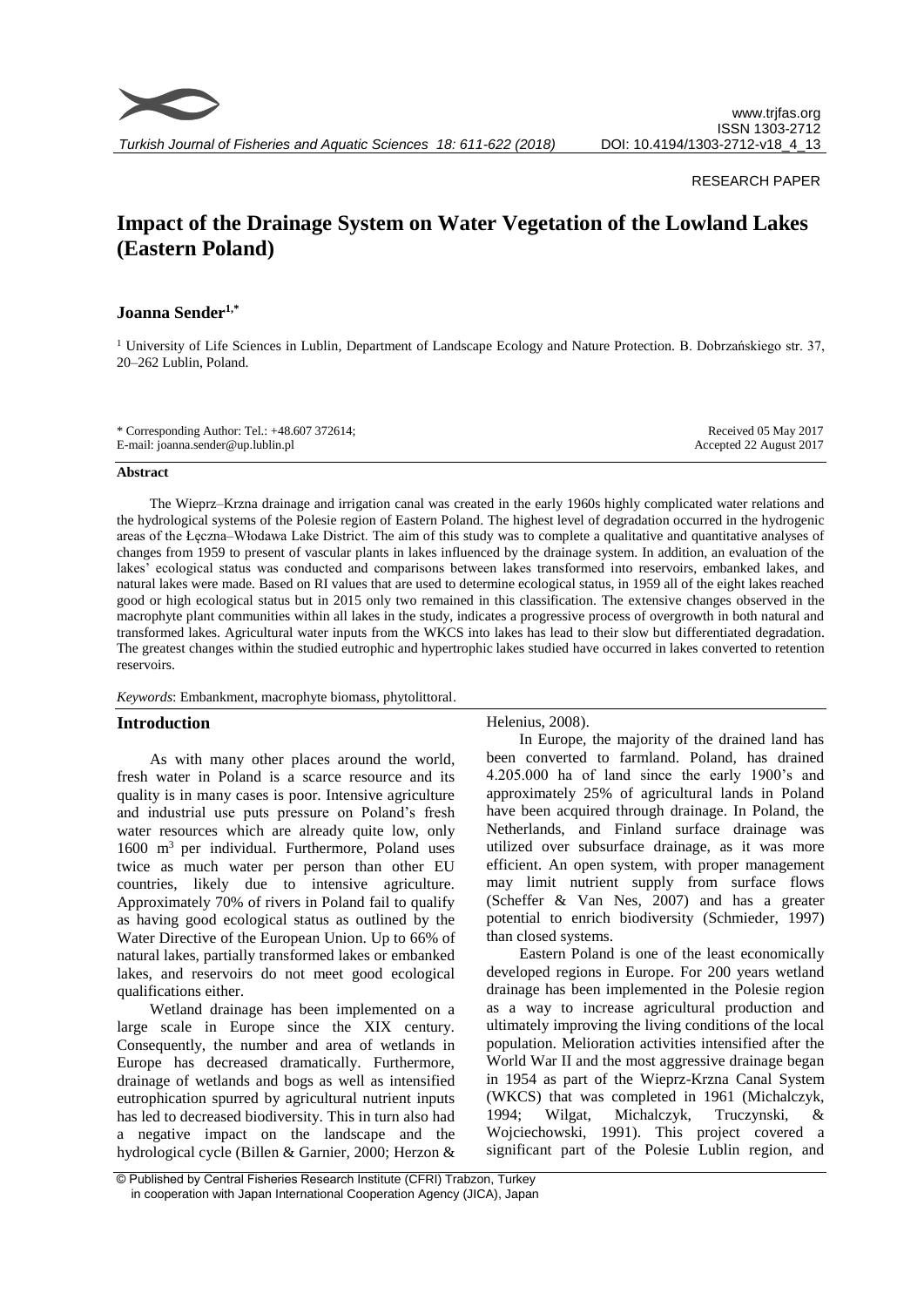RESEARCH PAPER

# Impact of the Drainage System on Water Vegetation of the Lowland Lakes (Eastern Poland)

**Joanna Sender[1,*]**

[1] University of Life Sciences in Lublin, Department of Landscape Ecology and Nature Protection. B. Dobrzańskiego str. 37, 20–262 Lublin, Poland.

\* Corresponding Author: Tel.: +48.607 372614;
E-mail: joanna.sender@up.lublin.pl

Received 05 May 2017
Accepted 22 August 2017

## Abstract

The Wieprz–Krzna drainage and irrigation canal was created in the early 1960s highly complicated water relations and the hydrological systems of the Polesie region of Eastern Poland. The highest level of degradation occurred in the hydrogenic areas of the Łęczna–Włodawa Lake District. The aim of this study was to complete a qualitative and quantitative analyses of changes from 1959 to present of vascular plants in lakes influenced by the drainage system. In addition, an evaluation of the lakes' ecological status was conducted and comparisons between lakes transformed into reservoirs, embanked lakes, and natural lakes were made. Based on RI values that are used to determine ecological status, in 1959 all of the eight lakes reached good or high ecological status but in 2015 only two remained in this classification. The extensive changes observed in the macrophyte plant communities within all lakes in the study, indicates a progressive process of overgrowth in both natural and transformed lakes. Agricultural water inputs from the WKCS into lakes has lead to their slow but differentiated degradation. The greatest changes within the studied eutrophic and hypertrophic lakes studied have occurred in lakes converted to retention reservoirs.

*Keywords*: Embankment, macrophyte biomass, phytolittoral.

## Introduction

As with many other places around the world, fresh water in Poland is a scarce resource and its quality is in many cases is poor. Intensive agriculture and industrial use puts pressure on Poland's fresh water resources which are already quite low, only 1600 $m^3$ per individual. Furthermore, Poland uses twice as much water per person than other EU countries, likely due to intensive agriculture. Approximately 70% of rivers in Poland fail to qualify as having good ecological status as outlined by the Water Directive of the European Union. Up to 66% of natural lakes, partially transformed lakes or embanked lakes, and reservoirs do not meet good ecological qualifications either.

Wetland drainage has been implemented on a large scale in Europe since the XIX century. Consequently, the number and area of wetlands in Europe has decreased dramatically. Furthermore, drainage of wetlands and bogs as well as intensified eutrophication spurred by agricultural nutrient inputs has led to decreased biodiversity. This in turn also had a negative impact on the landscape and the hydrological cycle (Billen & Garnier, 2000; Herzon & Helenius, 2008).

In Europe, the majority of the drained land has been converted to farmland. Poland, has drained 4.205.000 ha of land since the early 1900's and approximately 25% of agricultural lands in Poland have been acquired through drainage. In Poland, the Netherlands, and Finland surface drainage was utilized over subsurface drainage, as it was more efficient. An open system, with proper management may limit nutrient supply from surface flows (Scheffer & Van Nes, 2007) and has a greater potential to enrich biodiversity (Schmieder, 1997) than closed systems.

Eastern Poland is one of the least economically developed regions in Europe. For 200 years wetland drainage has been implemented in the Polesie region as a way to increase agricultural production and ultimately improving the living conditions of the local population. Melioration activities intensified after the World War II and the most aggressive drainage began in 1954 as part of the Wieprz-Krzna Canal System (WKCS) that was completed in 1961 (Michalczyk, 1994; Wilgat, Michalczyk, Truczynski, & Wojciechowski, 1991). This project covered a significant part of the Polesie Lublin region, and

© Published by Central Fisheries Research Institute (CFRI) Trabzon, Turkey in cooperation with Japan International Cooperation Agency (JICA), Japan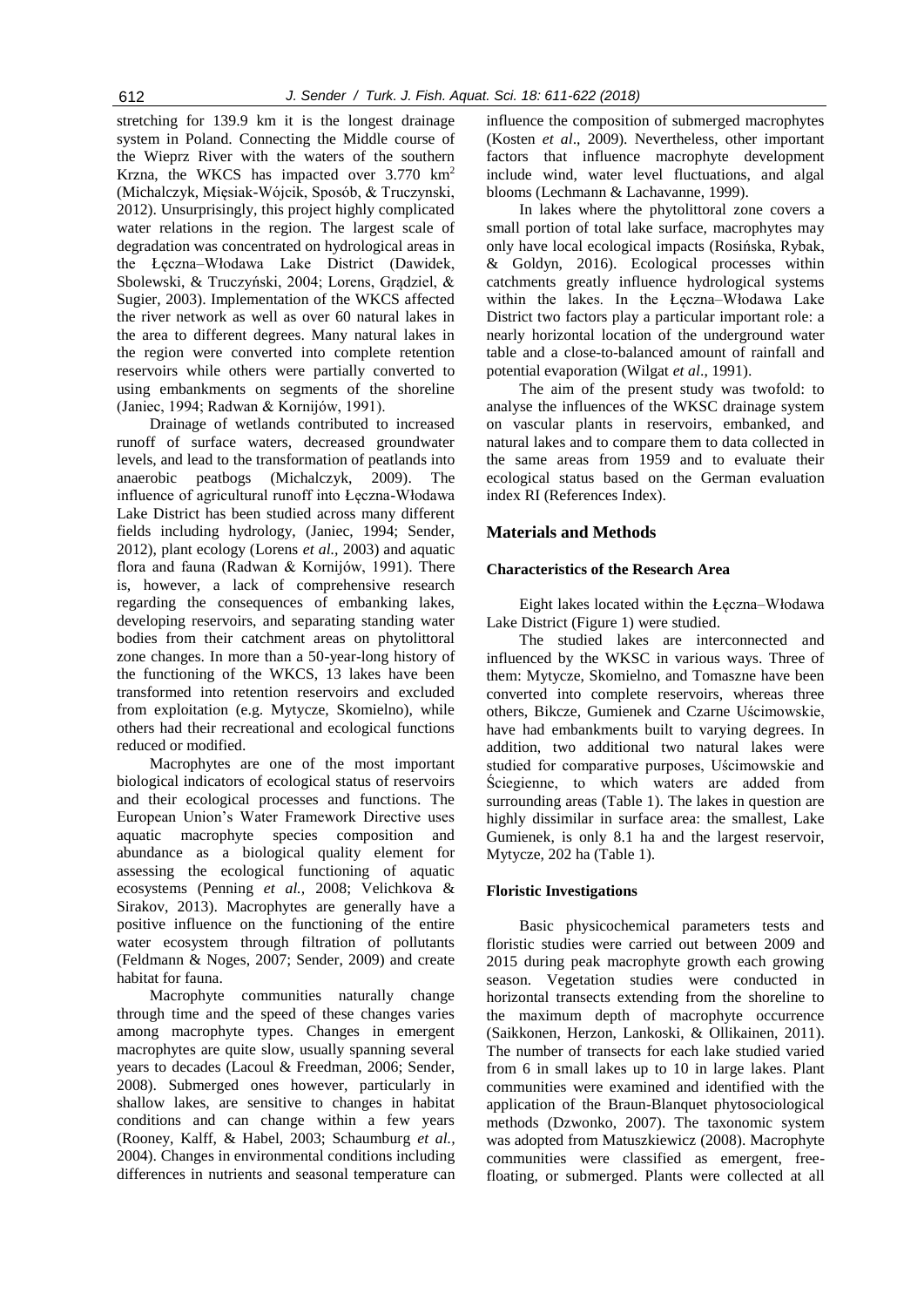stretching for 139.9 km it is the longest drainage system in Poland. Connecting the Middle course of the Wieprz River with the waters of the southern Krzna, the WKCS has impacted over 3.770 km$^2$ (Michalczyk, Mięsiak-Wójcik, Sposób, & Truczynski, 2012). Unsurprisingly, this project highly complicated water relations in the region. The largest scale of degradation was concentrated on hydrological areas in the Łęczna–Włodawa Lake District (Dawidek, Sbolewski, & Truczyński, 2004; Lorens, Grądziel, & Sugier, 2003). Implementation of the WKCS affected the river network as well as over 60 natural lakes in the area to different degrees. Many natural lakes in the region were converted into complete retention reservoirs while others were partially converted to using embankments on segments of the shoreline (Janiec, 1994; Radwan & Kornijów, 1991).

Drainage of wetlands contributed to increased runoff of surface waters, decreased groundwater levels, and lead to the transformation of peatlands into anaerobic peatbogs (Michalczyk, 2009). The influence of agricultural runoff into Łęczna-Włodawa Lake District has been studied across many different fields including hydrology, (Janiec, 1994; Sender, 2012), plant ecology (Lorens *et al.*, 2003) and aquatic flora and fauna (Radwan & Kornijów, 1991). There is, however, a lack of comprehensive research regarding the consequences of embanking lakes, developing reservoirs, and separating standing water bodies from their catchment areas on phytolittoral zone changes. In more than a 50-year-long history of the functioning of the WKCS, 13 lakes have been transformed into retention reservoirs and excluded from exploitation (e.g. Mytycze, Skomielno), while others had their recreational and ecological functions reduced or modified.

Macrophytes are one of the most important biological indicators of ecological status of reservoirs and their ecological processes and functions. The European Union's Water Framework Directive uses aquatic macrophyte species composition and abundance as a biological quality element for assessing the ecological functioning of aquatic ecosystems (Penning *et al.,* 2008; Velichkova & Sirakov, 2013). Macrophytes are generally have a positive influence on the functioning of the entire water ecosystem through filtration of pollutants (Feldmann & Noges, 2007; Sender, 2009) and create habitat for fauna.

Macrophyte communities naturally change through time and the speed of these changes varies among macrophyte types. Changes in emergent macrophytes are quite slow, usually spanning several years to decades (Lacoul & Freedman, 2006; Sender, 2008). Submerged ones however, particularly in shallow lakes, are sensitive to changes in habitat conditions and can change within a few years (Rooney, Kalff, & Habel, 2003; Schaumburg *et al.*, 2004). Changes in environmental conditions including differences in nutrients and seasonal temperature can influence the composition of submerged macrophytes (Kosten *et al*., 2009). Nevertheless, other important factors that influence macrophyte development include wind, water level fluctuations, and algal blooms (Lechmann & Lachavanne, 1999).

In lakes where the phytolittoral zone covers a small portion of total lake surface, macrophytes may only have local ecological impacts (Rosińska, Rybak, & Goldyn, 2016). Ecological processes within catchments greatly influence hydrological systems within the lakes. In the Łęczna–Włodawa Lake District two factors play a particular important role: a nearly horizontal location of the underground water table and a close-to-balanced amount of rainfall and potential evaporation (Wilgat *et al*., 1991).

The aim of the present study was twofold: to analyse the influences of the WKSC drainage system on vascular plants in reservoirs, embanked, and natural lakes and to compare them to data collected in the same areas from 1959 and to evaluate their ecological status based on the German evaluation index RI (References Index).

## Materials and Methods

### Characteristics of the Research Area

Eight lakes located within the Łęczna–Włodawa Lake District (Figure 1) were studied.

The studied lakes are interconnected and influenced by the WKSC in various ways. Three of them: Mytycze, Skomielno, and Tomaszne have been converted into complete reservoirs, whereas three others, Bikcze, Gumienek and Czarne Uścimowskie, have had embankments built to varying degrees. In addition, two additional two natural lakes were studied for comparative purposes, Uścimowskie and Ściegienne, to which waters are added from surrounding areas (Table 1). The lakes in question are highly dissimilar in surface area: the smallest, Lake Gumienek, is only 8.1 ha and the largest reservoir, Mytycze, 202 ha (Table 1).

### Floristic Investigations

Basic physicochemical parameters tests and floristic studies were carried out between 2009 and 2015 during peak macrophyte growth each growing season. Vegetation studies were conducted in horizontal transects extending from the shoreline to the maximum depth of macrophyte occurrence (Saikkonen, Herzon, Lankoski, & Ollikainen, 2011). The number of transects for each lake studied varied from 6 in small lakes up to 10 in large lakes. Plant communities were examined and identified with the application of the Braun-Blanquet phytosociological methods (Dzwonko, 2007). The taxonomic system was adopted from Matuszkiewicz (2008). Macrophyte communities were classified as emergent, free-floating, or submerged. Plants were collected at all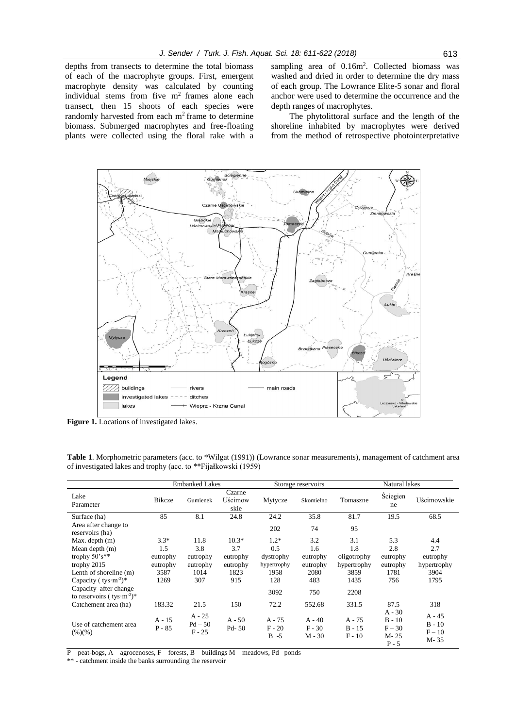depths from transects to determine the total biomass of each of the macrophyte groups. First, emergent macrophyte density was calculated by counting individual stems from five $m^2$ frames alone each transect, then 15 shoots of each species were randomly harvested from each $m^2$ frame to determine biomass. Submerged macrophytes and free-floating plants were collected using the floral rake with a sampling area of $0.16 m^2$. Collected biomass was washed and dried in order to determine the dry mass of each group. The Lowrance Elite-5 sonar and floral anchor were used to determine the occurrence and the depth ranges of macrophytes.

The phytolittoral surface and the length of the shoreline inhabited by macrophytes were derived from the method of retrospective photointerpretative

**Figure 1.** Locations of investigated lakes.

**Table 1**. Morphometric parameters (acc. to *Wilgat (1991)) (Lowrance sonar measurements), management of catchment area of investigated lakes and trophy (acc. to **Fijałkowski (1959)

| | Embanked Lakes | | | Storage reservoirs | | | Natural lakes | |
|---|---|---|---|---|---|---|---|---|
| Lake / Parameter | Bikcze | Gumienek | Czarne Uścimowskie | Mytycze | Skomielno | Tomaszne | Ściegienne | Uścimowskie |
| Surface (ha) | 85 | 8.1 | 24.8 | 24.2 | 35.8 | 81.7 | 19.5 | 68.5 |
| Area after change to reservoirs (ha) | | | | 202 | 74 | 95 | | |
| Max. depth (m) | 3.3* | 11.8 | 10.3* | 1.2* | 3.2 | 3.1 | 5.3 | 4.4 |
| Mean depth (m) | 1.5 | 3.8 | 3.7 | 0.5 | 1.6 | 1.8 | 2.8 | 2.7 |
| trophy 50's** | eutrophy | eutrophy | eutrophy | dystrophy | eutrophy | oligotrophy | eutrophy | eutrophy |
| trophy 2015 | eutrophy | eutrophy | eutrophy | hypertrophy | eutrophy | hypertrophy | eutrophy | hypertrophy |
| Lenth of shoreline (m) | 3587 | 1014 | 1823 | 1958 | 2080 | 3859 | 1781 | 3904 |
| Capacity ( $tys \cdot m^{-2}$)* | 1269 | 307 | 915 | 128 | 483 | 1435 | 756 | 1795 |
| Capacity after change to reservoirs ( $tys \cdot m^{-2}$)* | | | | 3092 | 750 | 2208 | | |
| Catchement area (ha) | 183.32 | 21.5 | 150 | 72.2 | 552.68 | 331.5 | 87.5 | 318 |
| Use of catchement area (%)(%) | A - 15, P - 85 | A - 25, Pd – 50, F - 25 | A - 50, Pd- 50 | A - 75, F - 20, B -5 | A - 40, F - 30, M - 30 | A - 75, B - 15, F - 10 | A - 30, B - 10, F – 30, M- 25, P - 5 | A - 45, B - 10, F – 10, M- 35 |

P – peat-bogs, A – agrocenoses, F – forests, B – buildings M – meadows, Pd –ponds

** - catchment inside the banks surrounding the reservoir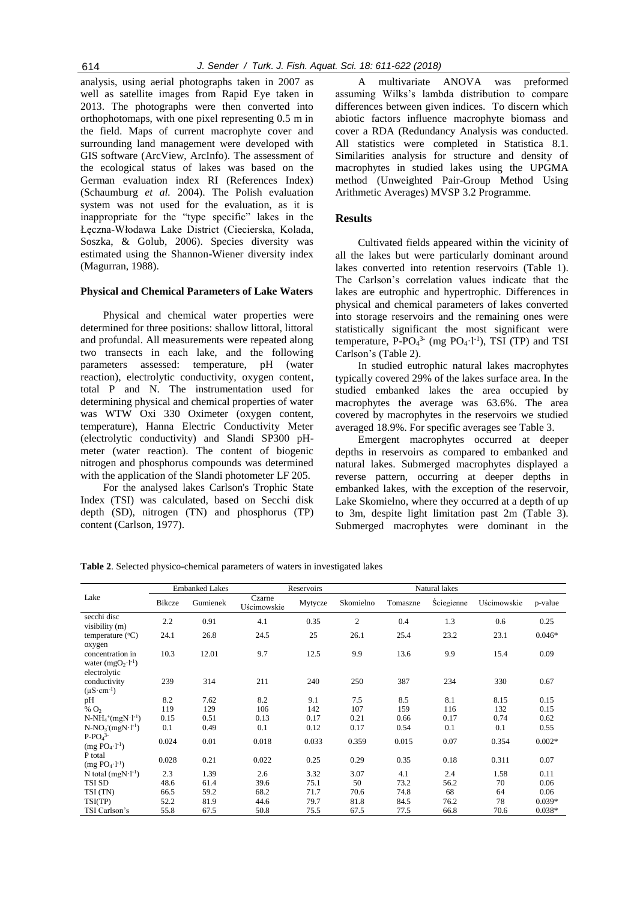analysis, using aerial photographs taken in 2007 as well as satellite images from Rapid Eye taken in 2013. The photographs were then converted into orthophotomaps, with one pixel representing 0.5 m in the field. Maps of current macrophyte cover and surrounding land management were developed with GIS software (ArcView, ArcInfo). The assessment of the ecological status of lakes was based on the German evaluation index RI (References Index) (Schaumburg *et al.* 2004). The Polish evaluation system was not used for the evaluation, as it is inappropriate for the "type specific" lakes in the Łęczna-Włodawa Lake District (Ciecierska, Kolada, Soszka, & Golub, 2006). Species diversity was estimated using the Shannon-Wiener diversity index (Magurran, 1988).

### Physical and Chemical Parameters of Lake Waters

Physical and chemical water properties were determined for three positions: shallow littoral, littoral and profundal. All measurements were repeated along two transects in each lake, and the following parameters assessed: temperature, pH (water reaction), electrolytic conductivity, oxygen content, total P and N. The instrumentation used for determining physical and chemical properties of water was WTW Oxi 330 Oximeter (oxygen content, temperature), Hanna Electric Conductivity Meter (electrolytic conductivity) and Slandi SP300 pH-meter (water reaction). The content of biogenic nitrogen and phosphorus compounds was determined with the application of the Slandi photometer LF 205.

For the analysed lakes Carlson's Trophic State Index (TSI) was calculated, based on Secchi disk depth (SD), nitrogen (TN) and phosphorus (TP) content (Carlson, 1977).

A multivariate ANOVA was preformed assuming Wilks's lambda distribution to compare differences between given indices. To discern which abiotic factors influence macrophyte biomass and cover a RDA (Redundancy Analysis was conducted. All statistics were completed in Statistica 8.1. Similarities analysis for structure and density of macrophytes in studied lakes using the UPGMA method (Unweighted Pair-Group Method Using Arithmetic Averages) MVSP 3.2 Programme.

## Results

Cultivated fields appeared within the vicinity of all the lakes but were particularly dominant around lakes converted into retention reservoirs (Table 1). The Carlson's correlation values indicate that the lakes are eutrophic and hypertrophic. Differences in physical and chemical parameters of lakes converted into storage reservoirs and the remaining ones were statistically significant the most significant were temperature, $P\text{-}PO_4^{3-}$ (mg $PO_4 \cdot l^{-1}$), TSI (TP) and TSI Carlson's (Table 2).

In studied eutrophic natural lakes macrophytes typically covered 29% of the lakes surface area. In the studied embanked lakes the area occupied by macrophytes the average was 63.6%. The area covered by macrophytes in the reservoirs we studied averaged 18.9%. For specific averages see Table 3.

Emergent macrophytes occurred at deeper depths in reservoirs as compared to embanked and natural lakes. Submerged macrophytes displayed a reverse pattern, occurring at deeper depths in embanked lakes, with the exception of the reservoir, Lake Skomielno, where they occurred at a depth of up to 3m, despite light limitation past 2m (Table 3). Submerged macrophytes were dominant in the

**Table 2**. Selected physico-chemical parameters of waters in investigated lakes

| Lake | Embanked Lakes | | Reservoirs | | | Natural lakes | | | |
|---|---|---|---|---|---|---|---|---|---|
| | Bikcze | Gumienek | Czarne Uścimowskie | Mytycze | Skomielno | Tomaszne | Ściegienne | Uścimowskie | p-value |
| secchi disc visibility (m) | 2.2 | 0.91 | 4.1 | 0.35 | 2 | 0.4 | 1.3 | 0.6 | 0.25 |
| temperature (°C) | 24.1 | 26.8 | 24.5 | 25 | 26.1 | 25.4 | 23.2 | 23.1 | 0.046* |
| oxygen concentration in water ($mgO_2 \cdot l^{-1}$) | 10.3 | 12.01 | 9.7 | 12.5 | 9.9 | 13.6 | 9.9 | 15.4 | 0.09 |
| electrolytic conductivity ($\mu S \cdot cm^{-1}$) | 239 | 314 | 211 | 240 | 250 | 387 | 234 | 330 | 0.67 |
| pH | 8.2 | 7.62 | 8.2 | 9.1 | 7.5 | 8.5 | 8.1 | 8.15 | 0.15 |
| % $O_2$ | 119 | 129 | 106 | 142 | 107 | 159 | 116 | 132 | 0.15 |
| $N\text{-}NH_4^+$($mgN \cdot l^{-1}$) | 0.15 | 0.51 | 0.13 | 0.17 | 0.21 | 0.66 | 0.17 | 0.74 | 0.62 |
| $N\text{-}NO_3^-$($mgN \cdot l^{-1}$) | 0.1 | 0.49 | 0.1 | 0.12 | 0.17 | 0.54 | 0.1 | 0.1 | 0.55 |
| $P\text{-}PO_4^{3-}$ (mg $PO_4 \cdot l^{-1}$) | 0.024 | 0.01 | 0.018 | 0.033 | 0.359 | 0.015 | 0.07 | 0.354 | 0.002* |
| P total (mg $PO_4 \cdot l^{-1}$) | 0.028 | 0.21 | 0.022 | 0.25 | 0.29 | 0.35 | 0.18 | 0.311 | 0.07 |
| N total ($mgN \cdot l^{-1}$) | 2.3 | 1.39 | 2.6 | 3.32 | 3.07 | 4.1 | 2.4 | 1.58 | 0.11 |
| TSI SD | 48.6 | 61.4 | 39.6 | 75.1 | 50 | 73.2 | 56.2 | 70 | 0.06 |
| TSI (TN) | 66.5 | 59.2 | 68.2 | 71.7 | 70.6 | 74.8 | 68 | 64 | 0.06 |
| TSI(TP) | 52.2 | 81.9 | 44.6 | 79.7 | 81.8 | 84.5 | 76.2 | 78 | 0.039* |
| TSI Carlson's | 55.8 | 67.5 | 50.8 | 75.5 | 67.5 | 77.5 | 66.8 | 70.6 | 0.038* |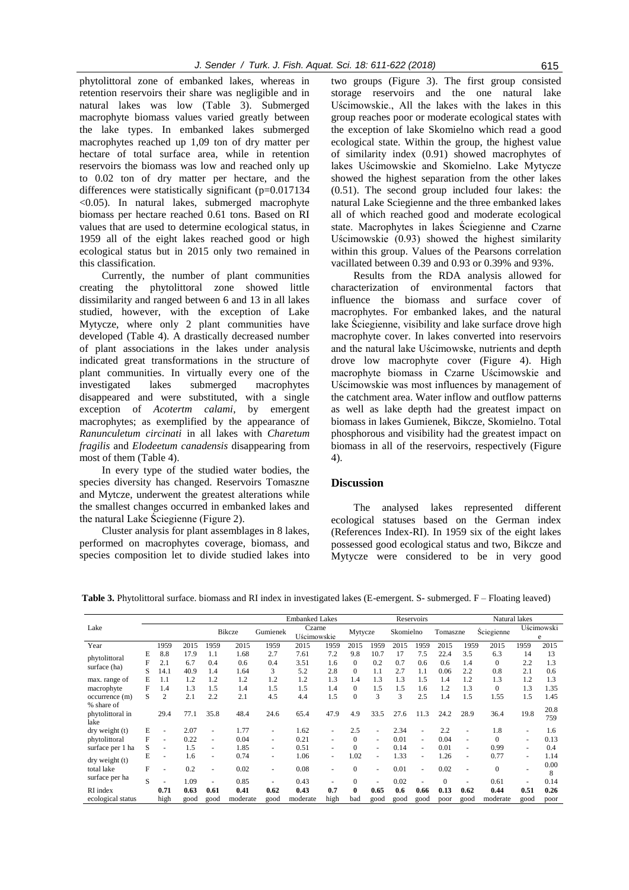phytolittoral zone of embanked lakes, whereas in retention reservoirs their share was negligible and in natural lakes was low (Table 3). Submerged macrophyte biomass values varied greatly between the lake types. In embanked lakes submerged macrophytes reached up 1,09 ton of dry matter per hectare of total surface area, while in retention reservoirs the biomass was low and reached only up to 0.02 ton of dry matter per hectare, and the differences were statistically significant ($p=0.017134 <0.05$). In natural lakes, submerged macrophyte biomass per hectare reached 0.61 tons. Based on RI values that are used to determine ecological status, in 1959 all of the eight lakes reached good or high ecological status but in 2015 only two remained in this classification.

Currently, the number of plant communities creating the phytolittoral zone showed little dissimilarity and ranged between 6 and 13 in all lakes studied, however, with the exception of Lake Mytycze, where only 2 plant communities have developed (Table 4). A drastically decreased number of plant associations in the lakes under analysis indicated great transformations in the structure of plant communities. In virtually every one of the investigated lakes submerged macrophytes disappeared and were substituted, with a single exception of *Acotertm calami*, by emergent macrophytes; as exemplified by the appearance of *Ranunculetum circinati* in all lakes with *Charetum fragilis* and *Elodeetum canadensis* disappearing from most of them (Table 4).

In every type of the studied water bodies, the species diversity has changed. Reservoirs Tomaszne and Mytcze, underwent the greatest alterations while the smallest changes occurred in embanked lakes and the natural Lake Ściegienne (Figure 2).

Cluster analysis for plant assemblages in 8 lakes, performed on macrophytes coverage, biomass, and species composition let to divide studied lakes into two groups (Figure 3). The first group consisted storage reservoirs and the one natural lake Uścimowskie., All the lakes with the lakes in this group reaches poor or moderate ecological states with the exception of lake Skomielno which read a good ecological state. Within the group, the highest value of similarity index (0.91) showed macrophytes of lakes Uścimowskie and Skomielno. Lake Mytycze showed the highest separation from the other lakes (0.51). The second group included four lakes: the natural Lake Sciegienne and the three embanked lakes all of which reached good and moderate ecological state. Macrophytes in lakes Ściegienne and Czarne Uścimowskie (0.93) showed the highest similarity within this group. Values of the Pearsons correlation vacillated between 0.39 and 0.93 or 0.39% and 93%.

Results from the RDA analysis allowed for characterization of environmental factors that influence the biomass and surface cover of macrophytes. For embanked lakes, and the natural lake Ściegienne, visibility and lake surface drove high macrophyte cover. In lakes converted into reservoirs and the natural lake Uścimowske, nutrients and depth drove low macrophyte cover (Figure 4). High macrophyte biomass in Czarne Uścimowskie and Uścimowskie was most influences by management of the catchment area. Water inflow and outflow patterns as well as lake depth had the greatest impact on biomass in lakes Gumienek, Bikcze, Skomielno. Total phosphorous and visibility had the greatest impact on biomass in all of the reservoirs, respectively (Figure 4).

## Discussion

The analysed lakes represented different ecological statuses based on the German index (References Index-RI). In 1959 six of the eight lakes possessed good ecological status and two, Bikcze and Mytycze were considered to be in very good

**Table 3.** Phytolittoral surface. biomass and RI index in investigated lakes (E-emergent. S- submerged. F – Floating leaved)

| Lake | | Embanked Lakes | | | | | | Reservoirs | | | | | | Natural lakes | | | |
|---|---|---|---|---|---|---|---|---|---|---|---|---|---|---|---|---|---|
| | | | | Bikcze | | Gumienek | | Czarne Uścimowskie | | Mytycze | | Skomielno | | Tomaszne | | Ściegienne | | Uścimowskie |
| Year | | 1959 | 2015 | 1959 | 2015 | 1959 | 2015 | 1959 | 2015 | 1959 | 2015 | 1959 | 2015 | 1959 | 2015 | 1959 | 2015 |
| phytolittoral surface (ha) | E | 8.8 | 17.9 | 1.1 | 1.68 | 2.7 | 7.61 | 7.2 | 9.8 | 10.7 | 17 | 7.5 | 22.4 | 3.5 | 6.3 | 14 | 13 |
| | F | 2.1 | 6.7 | 0.4 | 0.6 | 0.4 | 3.51 | 1.6 | 0 | 0.2 | 0.7 | 0.6 | 0.6 | 1.4 | 0 | 2.2 | 1.3 |
| | S | 14.1 | 40.9 | 1.4 | 1.64 | 3 | 5.2 | 2.8 | 0 | 1.1 | 2.7 | 1.1 | 0.06 | 2.2 | 0.8 | 2.1 | 0.6 |
| max. range of macrophyte occurrence (m) | E | 1.1 | 1.2 | 1.2 | 1.2 | 1.2 | 1.2 | 1.3 | 1.4 | 1.3 | 1.3 | 1.5 | 1.4 | 1.2 | 1.3 | 1.2 | 1.3 |
| | F | 1.4 | 1.3 | 1.5 | 1.4 | 1.5 | 1.5 | 1.4 | 0 | 1.5 | 1.5 | 1.6 | 1.2 | 1.3 | 0 | 1.3 | 1.35 |
| | S | 2 | 2.1 | 2.2 | 2.1 | 4.5 | 4.4 | 1.5 | 0 | 3 | 3 | 2.5 | 1.4 | 1.5 | 1.55 | 1.5 | 1.45 |
| % share of phytolittoral in lake | | 29.4 | 77.1 | 35.8 | 48.4 | 24.6 | 65.4 | 47.9 | 4.9 | 33.5 | 27.6 | 11.3 | 24.2 | 28.9 | 36.4 | 19.8 | 20.8759 |
| dry weight (t) phytolittoral surface per 1 ha | E | - | 2.07 | - | 1.77 | - | 1.62 | - | 2.5 | - | 2.34 | - | 2.2 | - | 1.8 | - | 1.6 |
| | F | - | 0.22 | - | 0.04 | - | 0.21 | - | 0 | - | 0.01 | - | 0.04 | - | 0 | - | 0.13 |
| | S | - | 1.5 | - | 1.85 | - | 0.51 | - | 0 | - | 0.14 | - | 0.01 | - | 0.99 | - | 0.4 |
| dry weight (t) total lake surface per ha | E | - | 1.6 | - | 0.74 | - | 1.06 | - | 1.02 | - | 1.33 | - | 1.26 | - | 0.77 | - | 1.14 |
| | F | - | 0.2 | - | 0.02 | - | 0.08 | - | 0 | - | 0.01 | - | 0.02 | - | 0 | - | 0.008 |
| | S | - | 1.09 | - | 0.85 | - | 0.43 | - | 0 | - | 0.02 | - | 0 | - | 0.61 | - | 0.14 |
| RI index | | **0.71** | **0.63** | **0.61** | **0.41** | **0.62** | **0.43** | **0.7** | **0** | **0.65** | **0.6** | **0.66** | **0.13** | **0.62** | **0.44** | **0.51** | **0.26** |
| ecological status | | high | good | good | moderate | good | moderate | high | bad | good | good | good | poor | good | moderate | good | poor |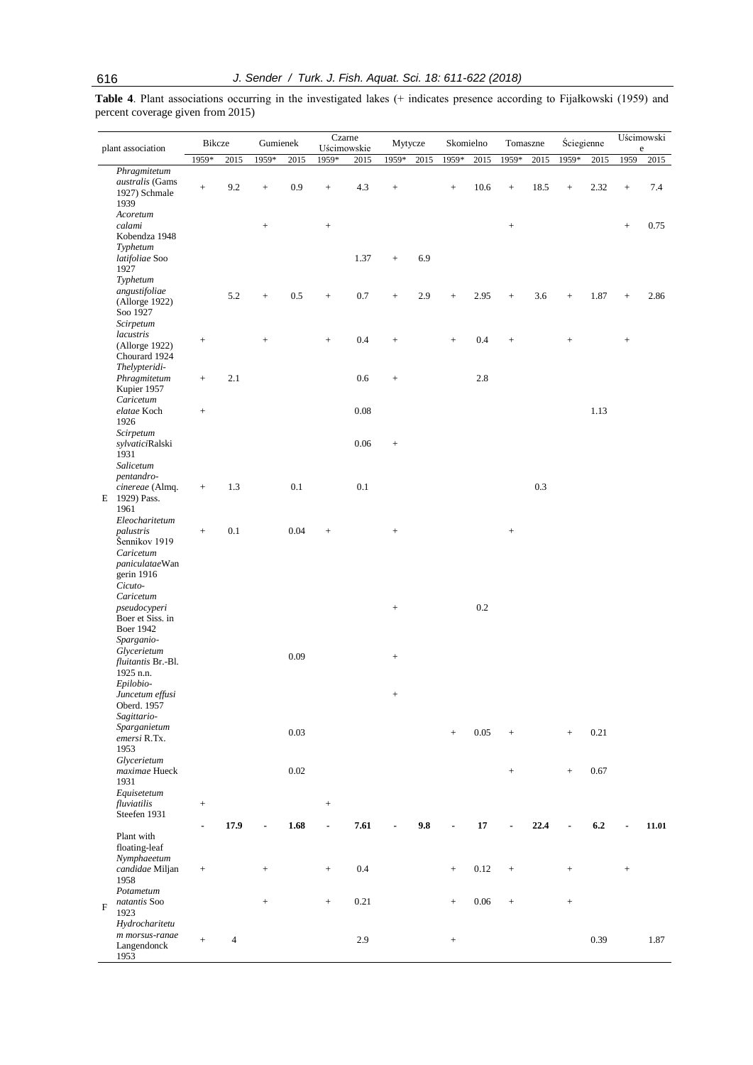**Table 4**. Plant associations occurring in the investigated lakes (+ indicates presence according to Fijałkowski (1959) and percent coverage given from 2015)

| | plant association | Bikcze | | Gumienek | | Czarne Uścimowskie | | Mytycze | | Skomielno | | Tomaszne | | Ściegienne | | Uścimowskie | |
|---|---|---|---|---|---|---|---|---|---|---|---|---|---|---|---|---|---|
| | | 1959* | 2015 | 1959* | 2015 | 1959* | 2015 | 1959* | 2015 | 1959* | 2015 | 1959* | 2015 | 1959* | 2015 | 1959 | 2015 |
| E | *Phragmitetum australis* (Gams 1927) Schmale 1939 | + | 9.2 | + | 0.9 | + | 4.3 | + | | + | 10.6 | + | 18.5 | + | 2.32 | + | 7.4 |
| | *Acoretum calami* Kobendza 1948 | | | + | | + | | | | | | + | | | | + | 0.75 |
| | *Typhetum latifoliae* Soo 1927 | | | | | | 1.37 | + | 6.9 | | | | | | | | |
| | *Typhetum angustifoliae* (Allorge 1922) Soo 1927 | | 5.2 | + | 0.5 | + | 0.7 | + | 2.9 | + | 2.95 | + | 3.6 | + | 1.87 | + | 2.86 |
| | *Scirpetum lacustris* (Allorge 1922) Chourard 1924 | + | | + | | + | 0.4 | + | | + | 0.4 | + | | + | | + | |
| | *Thelypteridi-Phragmitetum* Kupier 1957 | + | 2.1 | | | | 0.6 | + | | | 2.8 | | | | | | |
| | *Caricetum elatae* Koch 1926 | + | | | | | 0.08 | | | | | | | | 1.13 | | |
| | *Scirpetum sylvatici*Ralski 1931 | | | | | | 0.06 | + | | | | | | | | | |
| | *Salicetum pentandro-cinereae* (Almq. 1929) Pass. 1961 | + | 1.3 | | 0.1 | | 0.1 | | | | | | 0.3 | | | | |
| | *Eleocharitetum palustris* Šennikov 1919 | + | 0.1 | | 0.04 | + | | + | | | | + | | | | | |
| | *Caricetum paniculatae*Wangerin 1916 | | | | | | | | | | | | | | | | |
| | *Cicuto-Caricetum pseudocyperi* Boer et Siss. in Boer 1942 | | | | | | | + | | | 0.2 | | | | | | |
| | *Sparganio-Glycerietum fluitantis* Br.-Bl. 1925 n.n. | | | | 0.09 | | | + | | | | | | | | | |
| | *Epilobio-Juncetum effusi* Oberd. 1957 | | | | | | | + | | | | | | | | | |
| | *Sagittario-Sparganietum emersi* R.Tx. 1953 | | | | 0.03 | | | | | + | 0.05 | + | | + | 0.21 | | |
| | *Glycerietum maximae* Hueck 1931 | | | | 0.02 | | | | | | | + | | + | 0.67 | | |
| | *Equisetetum fluviatilis* Steefen 1931 | + | | | | + | | | | | | | | | | | |
| | | **-** | **17.9** | **-** | **1.68** | **-** | **7.61** | **-** | **9.8** | **-** | **17** | **-** | **22.4** | **-** | **6.2** | **-** | **11.01** |
| F | Plant with floating-leaf | | | | | | | | | | | | | | | | |
| | *Nymphaeetum candidae* Miljan 1958 | + | | + | | + | 0.4 | | | + | 0.12 | + | | + | | + | |
| | *Potametum natantis* Soo 1923 | | | + | | + | 0.21 | | | + | 0.06 | + | | + | | | |
| | *Hydrocharitetum morsus-ranae* Langendonck 1953 | + | 4 | | | | 2.9 | | | + | | | | | 0.39 | | 1.87 |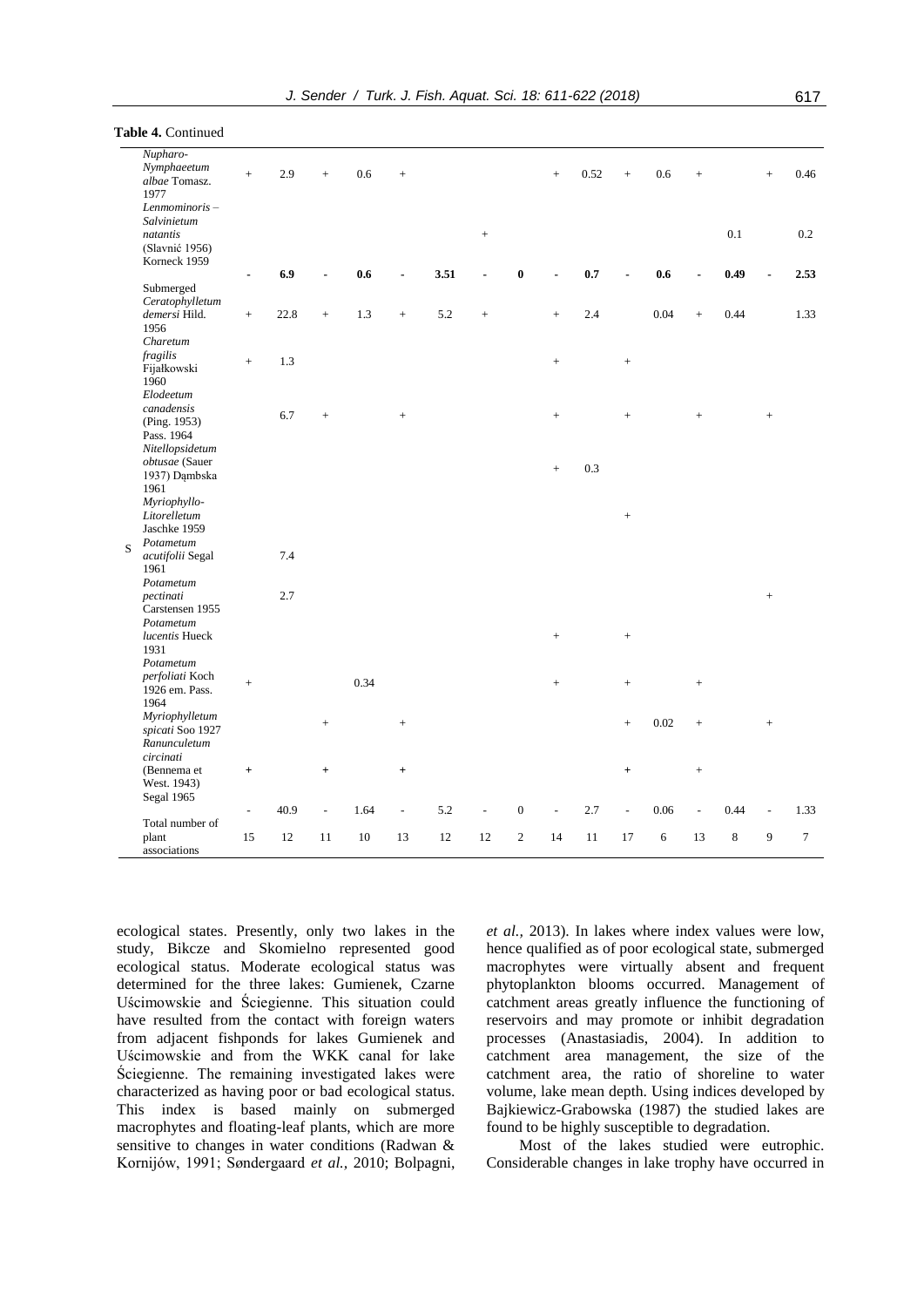**Table 4.** Continued

| | | | | | | | | | | | | | | | | | |
|---|---|---|---|---|---|---|---|---|---|---|---|---|---|---|---|---|---|
| | *Nupharo-Nymphaeetum albae* Tomasz. 1977 | + | 2.9 | + | 0.6 | + | | | | + | 0.52 | + | 0.6 | + | | + | 0.46 |
| | *Lenmominoris – Salvinietum natantis* (Slavnić 1956) Korneck 1959 | | | | | | | + | | | | | | | 0.1 | | 0.2 |
| | | **-** | **6.9** | **-** | **0.6** | **-** | **3.51** | **-** | **0** | **-** | **0.7** | **-** | **0.6** | **-** | **0.49** | **-** | **2.53** |
| | Submerged | | | | | | | | | | | | | | | | |
| S | *Ceratophylletum demersi* Hild. 1956 | + | 22.8 | + | 1.3 | + | 5.2 | + | | + | 2.4 | | 0.04 | + | 0.44 | | 1.33 |
| S | *Charetum fragilis* Fijałkowski 1960 | + | 1.3 | | | | | | | + | | + | | | | | |
| S | *Elodeetum canadensis* (Ping. 1953) Pass. 1964 | | 6.7 | + | | + | | | | + | | + | | + | | + | |
| S | *Nitellopsidetum obtusae* (Sauer 1937) Dąmbska 1961 | | | | | | | | | + | 0.3 | | | | | | |
| S | *Myriophyllo-Litorelletum* Jaschke 1959 | | | | | | | | | | | + | | | | | |
| S | *Potametum acutifolii* Segal 1961 | | 7.4 | | | | | | | | | | | | | | |
| S | *Potametum pectinati* Carstensen 1955 | | 2.7 | | | | | | | | | | | | | + | |
| S | *Potametum lucentis* Hueck 1931 | | | | | | | | | + | | + | | | | | |
| S | *Potametum perfoliati* Koch 1926 em. Pass. 1964 | + | | | 0.34 | | | | | + | | + | | + | | | |
| S | *Myriophylletum spicati* Soo 1927 | | | + | | + | | | | | | + | 0.02 | + | | + | |
| S | *Ranunculetum circinati* (Bennema et West. 1943) Segal 1965 | + | | + | | + | | | | | | + | | + | | | |
| | | - | 40.9 | - | 1.64 | - | 5.2 | - | 0 | - | 2.7 | - | 0.06 | - | 0.44 | - | 1.33 |
| | Total number of plant associations | 15 | 12 | 11 | 10 | 13 | 12 | 12 | 2 | 14 | 11 | 17 | 6 | 13 | 8 | 9 | 7 |

ecological states. Presently, only two lakes in the study, Bikcze and Skomielno represented good ecological status. Moderate ecological status was determined for the three lakes: Gumienek, Czarne Uścimowskie and Ściegienne. This situation could have resulted from the contact with foreign waters from adjacent fishponds for lakes Gumienek and Uścimowskie and from the WKK canal for lake Ściegienne. The remaining investigated lakes were characterized as having poor or bad ecological status. This index is based mainly on submerged macrophytes and floating-leaf plants, which are more sensitive to changes in water conditions (Radwan & Kornijów, 1991; Søndergaard *et al.,* 2010; Bolpagni, *et al.,* 2013). In lakes where index values were low, hence qualified as of poor ecological state, submerged macrophytes were virtually absent and frequent phytoplankton blooms occurred. Management of catchment areas greatly influence the functioning of reservoirs and may promote or inhibit degradation processes (Anastasiadis, 2004). In addition to catchment area management, the size of the catchment area, the ratio of shoreline to water volume, lake mean depth. Using indices developed by Bajkiewicz-Grabowska (1987) the studied lakes are found to be highly susceptible to degradation.

Most of the lakes studied were eutrophic. Considerable changes in lake trophy have occurred in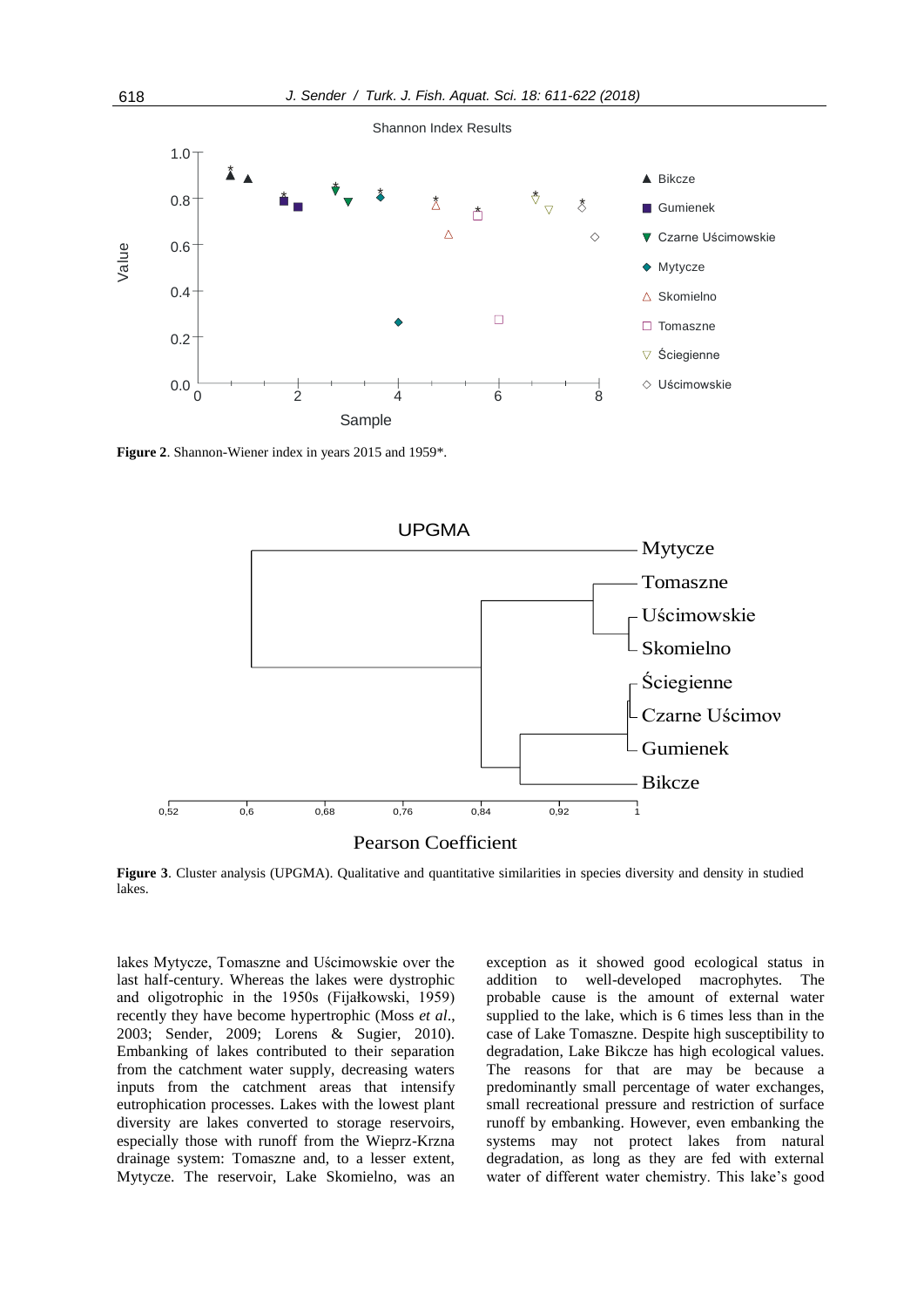**Figure 2**. Shannon-Wiener index in years 2015 and 1959*.

**Figure 3**. Cluster analysis (UPGMA). Qualitative and quantitative similarities in species diversity and density in studied lakes.

lakes Mytycze, Tomaszne and Uścimowskie over the last half-century. Whereas the lakes were dystrophic and oligotrophic in the 1950s (Fijałkowski, 1959) recently they have become hypertrophic (Moss *et al*., 2003; Sender, 2009; Lorens & Sugier, 2010). Embanking of lakes contributed to their separation from the catchment water supply, decreasing waters inputs from the catchment areas that intensify eutrophication processes. Lakes with the lowest plant diversity are lakes converted to storage reservoirs, especially those with runoff from the Wieprz-Krzna drainage system: Tomaszne and, to a lesser extent, Mytycze. The reservoir, Lake Skomielno, was an exception as it showed good ecological status in addition to well-developed macrophytes. The probable cause is the amount of external water supplied to the lake, which is 6 times less than in the case of Lake Tomaszne. Despite high susceptibility to degradation, Lake Bikcze has high ecological values. The reasons for that are may be because a predominantly small percentage of water exchanges, small recreational pressure and restriction of surface runoff by embanking. However, even embanking the systems may not protect lakes from natural degradation, as long as they are fed with external water of different water chemistry. This lake's good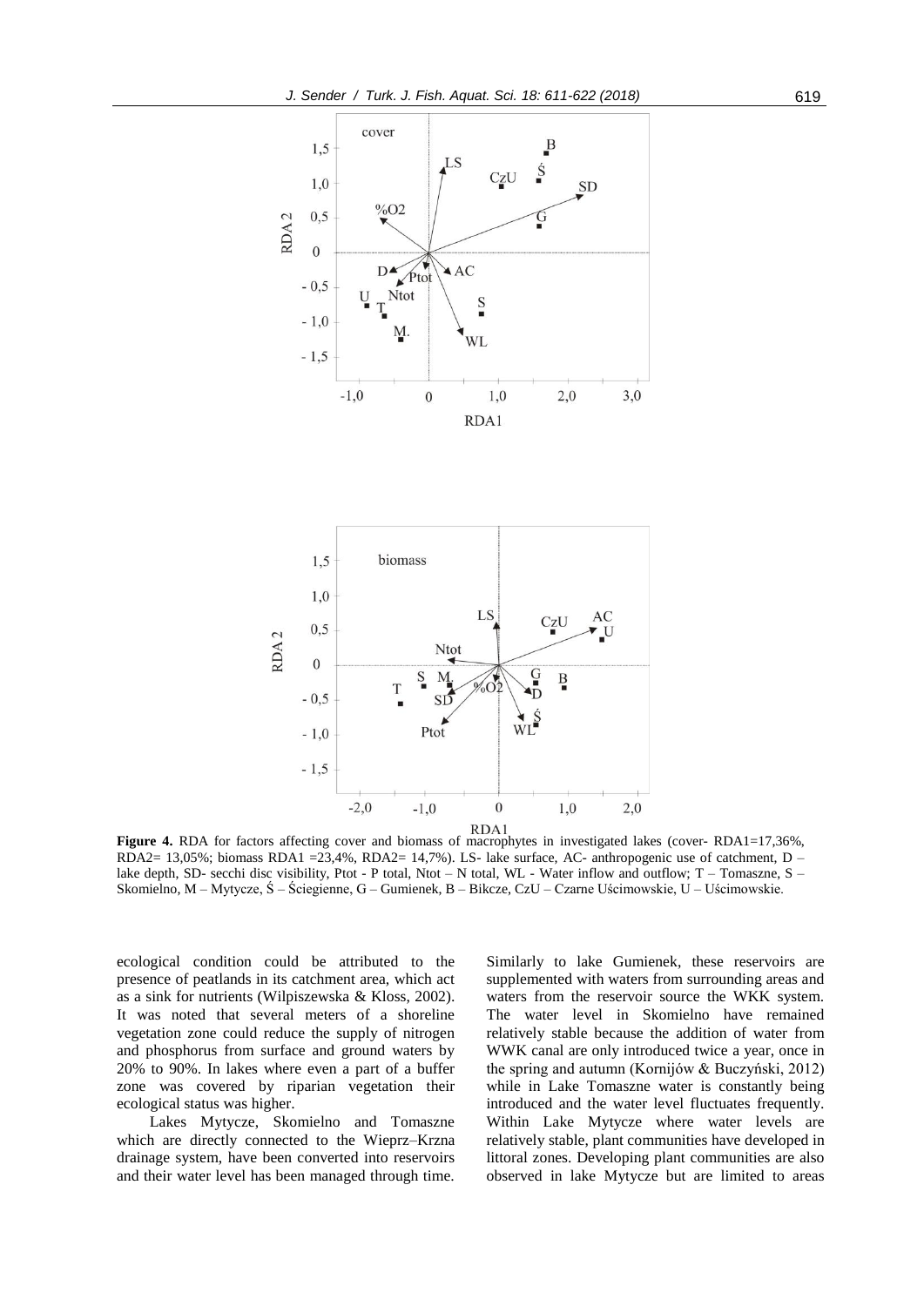**Figure 4.** RDA for factors affecting cover and biomass of macrophytes in investigated lakes (cover- RDA1=17,36%, RDA2= 13,05%; biomass RDA1 =23,4%, RDA2= 14,7%). LS- lake surface, AC- anthropogenic use of catchment, D – lake depth, SD- secchi disc visibility, Ptot - P total, Ntot – N total, WL - Water inflow and outflow; T – Tomaszne, S – Skomielno, M – Mytycze, Ś – Ściegienne, G – Gumienek, B – Bikcze, CzU – Czarne Uścimowskie, U – Uścimowskie.

ecological condition could be attributed to the presence of peatlands in its catchment area, which act as a sink for nutrients (Wilpiszewska & Kloss, 2002). It was noted that several meters of a shoreline vegetation zone could reduce the supply of nitrogen and phosphorus from surface and ground waters by 20% to 90%. In lakes where even a part of a buffer zone was covered by riparian vegetation their ecological status was higher.

Lakes Mytycze, Skomielno and Tomaszne which are directly connected to the Wieprz–Krzna drainage system, have been converted into reservoirs and their water level has been managed through time. Similarly to lake Gumienek, these reservoirs are supplemented with waters from surrounding areas and waters from the reservoir source the WKK system. The water level in Skomielno have remained relatively stable because the addition of water from WWK canal are only introduced twice a year, once in the spring and autumn (Kornijów & Buczyński, 2012) while in Lake Tomaszne water is constantly being introduced and the water level fluctuates frequently. Within Lake Mytycze where water levels are relatively stable, plant communities have developed in littoral zones. Developing plant communities are also observed in lake Mytycze but are limited to areas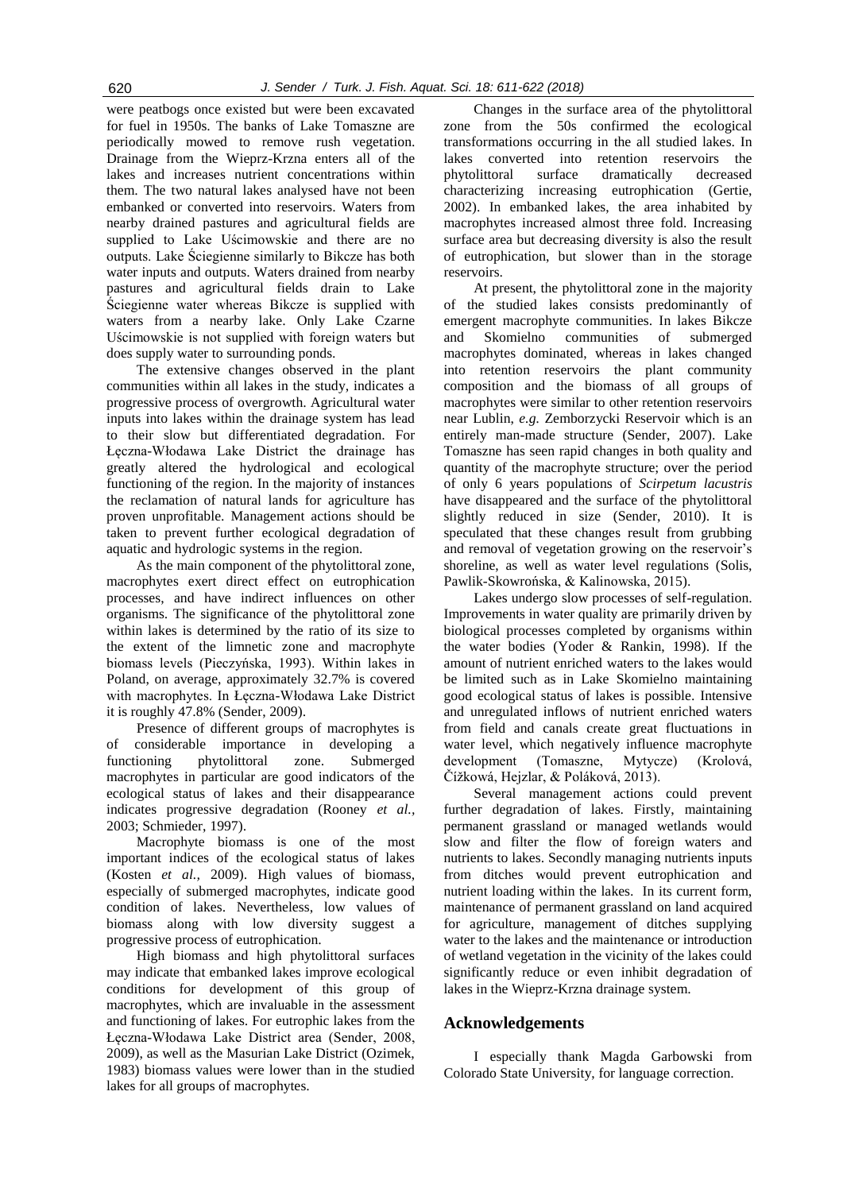were peatbogs once existed but were been excavated for fuel in 1950s. The banks of Lake Tomaszne are periodically mowed to remove rush vegetation. Drainage from the Wieprz-Krzna enters all of the lakes and increases nutrient concentrations within them. The two natural lakes analysed have not been embanked or converted into reservoirs. Waters from nearby drained pastures and agricultural fields are supplied to Lake Uścimowskie and there are no outputs. Lake Ściegienne similarly to Bikcze has both water inputs and outputs. Waters drained from nearby pastures and agricultural fields drain to Lake Ściegienne water whereas Bikcze is supplied with waters from a nearby lake. Only Lake Czarne Uścimowskie is not supplied with foreign waters but does supply water to surrounding ponds.

The extensive changes observed in the plant communities within all lakes in the study, indicates a progressive process of overgrowth. Agricultural water inputs into lakes within the drainage system has lead to their slow but differentiated degradation. For Łęczna-Włodawa Lake District the drainage has greatly altered the hydrological and ecological functioning of the region. In the majority of instances the reclamation of natural lands for agriculture has proven unprofitable. Management actions should be taken to prevent further ecological degradation of aquatic and hydrologic systems in the region.

As the main component of the phytolittoral zone, macrophytes exert direct effect on eutrophication processes, and have indirect influences on other organisms. The significance of the phytolittoral zone within lakes is determined by the ratio of its size to the extent of the limnetic zone and macrophyte biomass levels (Pieczyńska, 1993). Within lakes in Poland, on average, approximately 32.7% is covered with macrophytes. In Łęczna-Włodawa Lake District it is roughly 47.8% (Sender, 2009).

Presence of different groups of macrophytes is of considerable importance in developing a functioning phytolittoral zone. Submerged macrophytes in particular are good indicators of the ecological status of lakes and their disappearance indicates progressive degradation (Rooney *et al.*, 2003; Schmieder, 1997).

Macrophyte biomass is one of the most important indices of the ecological status of lakes (Kosten *et al.*, 2009). High values of biomass, especially of submerged macrophytes, indicate good condition of lakes. Nevertheless, low values of biomass along with low diversity suggest a progressive process of eutrophication.

High biomass and high phytolittoral surfaces may indicate that embanked lakes improve ecological conditions for development of this group of macrophytes, which are invaluable in the assessment and functioning of lakes. For eutrophic lakes from the Łęczna-Włodawa Lake District area (Sender, 2008, 2009), as well as the Masurian Lake District (Ozimek, 1983) biomass values were lower than in the studied lakes for all groups of macrophytes.

Changes in the surface area of the phytolittoral zone from the 50s confirmed the ecological transformations occurring in the all studied lakes. In lakes converted into retention reservoirs the phytolittoral surface dramatically decreased characterizing increasing eutrophication (Gertie, 2002). In embanked lakes, the area inhabited by macrophytes increased almost three fold. Increasing surface area but decreasing diversity is also the result of eutrophication, but slower than in the storage reservoirs.

At present, the phytolittoral zone in the majority of the studied lakes consists predominantly of emergent macrophyte communities. In lakes Bikcze and Skomielno communities of submerged macrophytes dominated, whereas in lakes changed into retention reservoirs the plant community composition and the biomass of all groups of macrophytes were similar to other retention reservoirs near Lublin, *e.g.* Zemborzycki Reservoir which is an entirely man-made structure (Sender, 2007). Lake Tomaszne has seen rapid changes in both quality and quantity of the macrophyte structure; over the period of only 6 years populations of *Scirpetum lacustris* have disappeared and the surface of the phytolittoral slightly reduced in size (Sender, 2010). It is speculated that these changes result from grubbing and removal of vegetation growing on the reservoir's shoreline, as well as water level regulations (Solis, Pawlik-Skowrońska, & Kalinowska, 2015).

Lakes undergo slow processes of self-regulation. Improvements in water quality are primarily driven by biological processes completed by organisms within the water bodies (Yoder & Rankin, 1998). If the amount of nutrient enriched waters to the lakes would be limited such as in Lake Skomielno maintaining good ecological status of lakes is possible. Intensive and unregulated inflows of nutrient enriched waters from field and canals create great fluctuations in water level, which negatively influence macrophyte development (Tomaszne, Mytycze) (Krolová, Čížková, Hejzlar, & Poláková, 2013).

Several management actions could prevent further degradation of lakes. Firstly, maintaining permanent grassland or managed wetlands would slow and filter the flow of foreign waters and nutrients to lakes. Secondly managing nutrients inputs from ditches would prevent eutrophication and nutrient loading within the lakes. In its current form, maintenance of permanent grassland on land acquired for agriculture, management of ditches supplying water to the lakes and the maintenance or introduction of wetland vegetation in the vicinity of the lakes could significantly reduce or even inhibit degradation of lakes in the Wieprz-Krzna drainage system.

## Acknowledgements

I especially thank Magda Garbowski from Colorado State University, for language correction.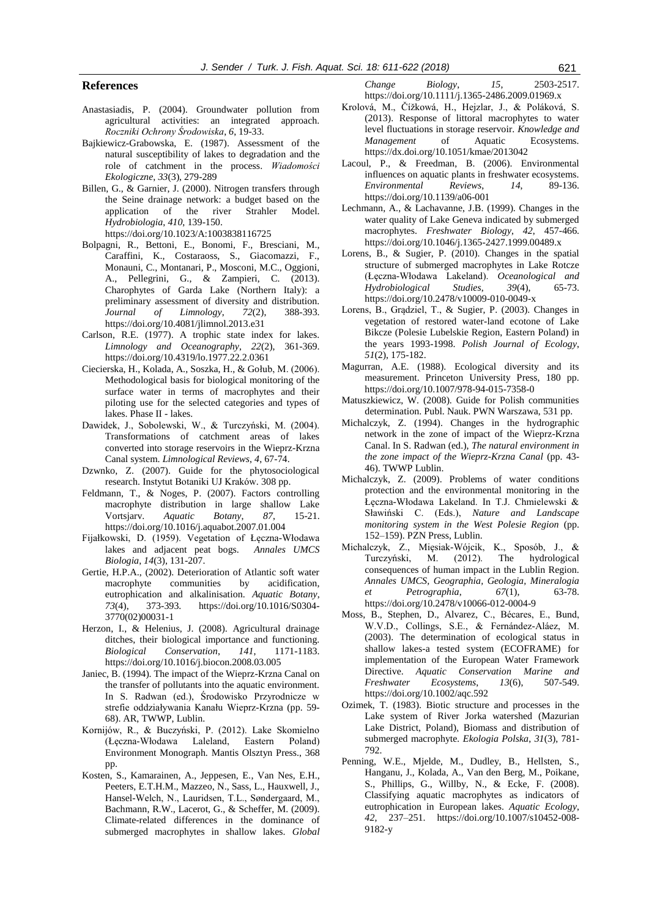## References

Anastasiadis, P. (2004). Groundwater pollution from agricultural activities: an integrated approach. *Roczniki Ochrony Środowiska*, *6*, 19-33.

Bajkiewicz-Grabowska, E. (1987). Assessment of the natural susceptibility of lakes to degradation and the role of catchment in the process. *Wiadomości Ekologiczne*, *33*(3), 279-289

Billen, G., & Garnier, J. (2000). Nitrogen transfers through the Seine drainage network: a budget based on the application of the river Strahler Model. *Hydrobiologia*, *410*, 139-150. https://doi.org/10.1023/A:1003838116725

Bolpagni, R., Bettoni, E., Bonomi, F., Bresciani, M., Caraffini, K., Costaraoss, S., Giacomazzi, F., Monauni, C., Montanari, P., Mosconi, M.C., Oggioni, A., Pellegrini, G., & Zampieri, C. (2013). Charophytes of Garda Lake (Northern Italy): a preliminary assessment of diversity and distribution. *Journal of Limnology*, *72*(2), 388-393. https://doi.org/10.4081/jlimnol.2013.e31

Carlson, R.E. (1977). A trophic state index for lakes. *Limnology and Oceanography*, *22*(2), 361-369. https://doi.org/10.4319/lo.1977.22.2.0361

Ciecierska, H., Kolada, A., Soszka, H., & Gołub, M. (2006). Methodological basis for biological monitoring of the surface water in terms of macrophytes and their piloting use for the selected categories and types of lakes. Phase II - lakes.

Dawidek, J., Sobolewski, W., & Turczyński, M. (2004). Transformations of catchment areas of lakes converted into storage reservoirs in the Wieprz-Krzna Canal system. *Limnological Reviews*, *4*, 67-74.

Dzwnko, Z. (2007). Guide for the phytosociological research. Instytut Botaniki UJ Kraków. 308 pp.

Feldmann, T., & Noges, P. (2007). Factors controlling macrophyte distribution in large shallow Lake Vortsjarv. *Aquatic Botany*, *87*, 15-21. https://doi.org/10.1016/j.aquabot.2007.01.004

Fijałkowski, D. (1959). Vegetation of Łęczna-Włodawa lakes and adjacent peat bogs. *Annales UMCS Biologia*, *14*(3), 131-207.

Gertie, H.P.A., (2002). Deterioration of Atlantic soft water macrophyte communities by acidification, eutrophication and alkalinisation. *Aquatic Botany*, *73*(4), 373-393. https://doi.org/10.1016/S0304-3770(02)00031-1

Herzon, I., & Helenius, J. (2008). Agricultural drainage ditches, their biological importance and functioning. *Biological Conservation*, *141*, 1171-1183. https://doi.org/10.1016/j.biocon.2008.03.005

Janiec, B. (1994). The impact of the Wieprz-Krzna Canal on the transfer of pollutants into the aquatic environment. In S. Radwan (ed.), Środowisko Przyrodnicze w strefie oddziaływania Kanału Wieprz-Krzna (pp. 59-68). AR, TWWP, Lublin.

Kornijów, R., & Buczyński, P. (2012). Lake Skomielno (Łęczna-Włodawa Laleland, Eastern Poland) Environment Monograph. Mantis Olsztyn Press., 368 pp.

Kosten, S., Kamarainen, A., Jeppesen, E., Van Nes, E.H., Peeters, E.T.H.M., Mazzeo, N., Sass, L., Hauxwell, J., Hansel-Welch, N., Lauridsen, T.L., Søndergaard, M., Bachmann, R.W., Lacerot, G., & Scheffer, M. (2009). Climate-related differences in the dominance of submerged macrophytes in shallow lakes. *Global Change Biology*, *15*, 2503-2517. https://doi.org/10.1111/j.1365-2486.2009.01969.x

Krolová, M., Čížková, H., Hejzlar, J., & Poláková, S. (2013). Response of littoral macrophytes to water level fluctuations in storage reservoir. *Knowledge and Management of Aquatic Ecosystems*. https://dx.doi.org/10.1051/kmae/2013042

Lacoul, P., & Freedman, B. (2006). Environmental influences on aquatic plants in freshwater ecosystems. *Environmental Reviews*, *14*, 89-136. https://doi.org/10.1139/a06-001

Lechmann, A., & Lachavanne, J.B. (1999). Changes in the water quality of Lake Geneva indicated by submerged macrophytes. *Freshwater Biology*, *42*, 457-466. https://doi.org/10.1046/j.1365-2427.1999.00489.x

Lorens, B., & Sugier, P. (2010). Changes in the spatial structure of submerged macrophytes in Lake Rotcze (Łęczna-Włodawa Lakeland). *Oceanological and Hydrobiological Studies*, *39*(4), 65-73. https://doi.org/10.2478/v10009-010-0049-x

Lorens, B., Grądziel, T., & Sugier, P. (2003). Changes in vegetation of restored water-land ecotone of Lake Bikcze (Polesie Lubelskie Region, Eastern Poland) in the years 1993-1998. *Polish Journal of Ecology*, *51*(2), 175-182.

Magurran, A.E. (1988). Ecological diversity and its measurement. Princeton University Press, 180 pp. https://doi.org/10.1007/978-94-015-7358-0

Matuszkiewicz, W. (2008). Guide for Polish communities determination. Publ. Nauk. PWN Warszawa, 531 pp.

Michalczyk, Z. (1994). Changes in the hydrographic network in the zone of impact of the Wieprz-Krzna Canal. In S. Radwan (ed.), *The natural environment in the zone impact of the Wieprz-Krzna Canal* (pp. 43-46). TWWP Lublin.

Michalczyk, Z. (2009). Problems of water conditions protection and the environmental monitoring in the Łęczna-Włodawa Lakeland. In T.J. Chmielewski & Sławiński C. (Eds.), *Nature and Landscape monitoring system in the West Polesie Region* (pp. 152–159). PZN Press, Lublin.

Michalczyk, Z., Mięsiak-Wójcik, K., Sposób, J., & Turczyński, M. (2012). The hydrological consequences of human impact in the Lublin Region. *Annales UMCS, Geographia, Geologia, Mineralogia et Petrographia*, *67*(1), 63-78. https://doi.org/10.2478/v10066-012-0004-9

Moss, B., Stephen, D., Alvarez, C., Bécares, E., Bund, W.V.D., Collings, S.E., & Fernández-Aláez, M. (2003). The determination of ecological status in shallow lakes-a tested system (ECOFRAME) for implementation of the European Water Framework Directive. *Aquatic Conservation Marine and Freshwater Ecosystems*, *13*(6), 507-549. https://doi.org/10.1002/aqc.592

Ozimek, T. (1983). Biotic structure and processes in the Lake system of River Jorka watershed (Mazurian Lake District, Poland), Biomass and distribution of submerged macrophyte. *Ekologia Polska*, *31*(3), 781-792.

Penning, W.E., Mjelde, M., Dudley, B., Hellsten, S., Hanganu, J., Kolada, A., Van den Berg, M., Poikane, S., Phillips, G., Willby, N., & Ecke, F. (2008). Classifying aquatic macrophytes as indicators of eutrophication in European lakes. *Aquatic Ecology*, *42*, 237–251. https://doi.org/10.1007/s10452-008-9182-y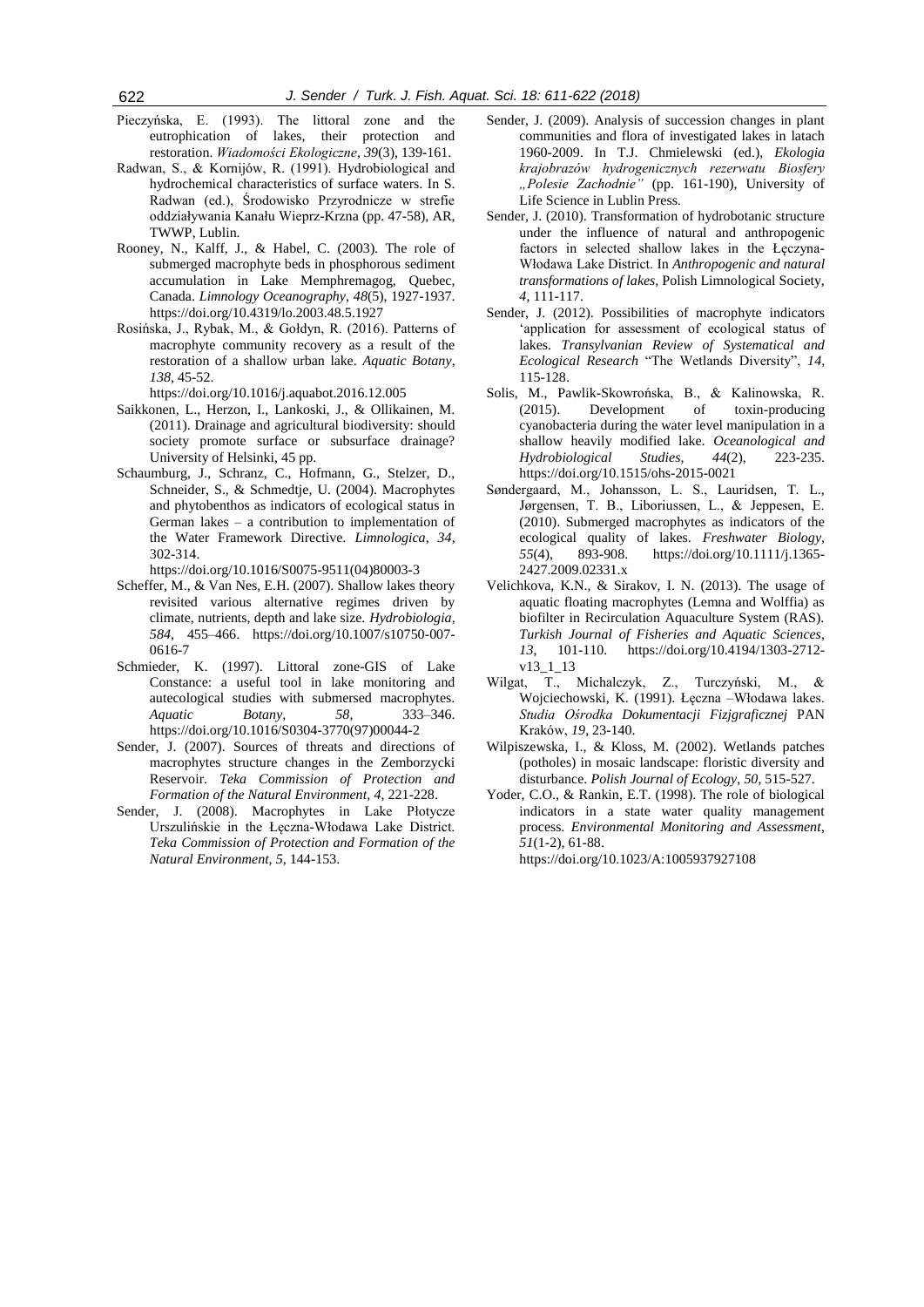Pieczyńska, E. (1993). The littoral zone and the eutrophication of lakes, their protection and restoration. *Wiadomości Ekologiczne*, *39*(3), 139-161.

Radwan, S., & Kornijów, R. (1991). Hydrobiological and hydrochemical characteristics of surface waters. In S. Radwan (ed.), Środowisko Przyrodnicze w strefie oddziaływania Kanału Wieprz-Krzna (pp. 47-58), AR, TWWP, Lublin.

Rooney, N., Kalff, J., & Habel, C. (2003). The role of submerged macrophyte beds in phosphorous sediment accumulation in Lake Memphremagog, Quebec, Canada. *Limnology Oceanography*, *48*(5), 1927-1937. https://doi.org/10.4319/lo.2003.48.5.1927

Rosińska, J., Rybak, M., & Gołdyn, R. (2016). Patterns of macrophyte community recovery as a result of the restoration of a shallow urban lake. *Aquatic Botany*, *138*, 45-52. https://doi.org/10.1016/j.aquabot.2016.12.005

Saikkonen, L., Herzon, I., Lankoski, J., & Ollikainen, M. (2011). Drainage and agricultural biodiversity: should society promote surface or subsurface drainage? University of Helsinki, 45 pp.

Schaumburg, J., Schranz, C., Hofmann, G., Stelzer, D., Schneider, S., & Schmedtje, U. (2004). Macrophytes and phytobenthos as indicators of ecological status in German lakes – a contribution to implementation of the Water Framework Directive. *Limnologica*, *34*, 302-314. https://doi.org/10.1016/S0075-9511(04)80003-3

Scheffer, M., & Van Nes, E.H. (2007). Shallow lakes theory revisited various alternative regimes driven by climate, nutrients, depth and lake size. *Hydrobiologia*, *584*, 455–466. https://doi.org/10.1007/s10750-007-0616-7

Schmieder, K. (1997). Littoral zone-GIS of Lake Constance: a useful tool in lake monitoring and autecological studies with submersed macrophytes. *Aquatic Botany*, *58*, 333–346. https://doi.org/10.1016/S0304-3770(97)00044-2

Sender, J. (2007). Sources of threats and directions of macrophytes structure changes in the Zemborzycki Reservoir. *Teka Commission of Protection and Formation of the Natural Environment*, *4*, 221-228.

Sender, J. (2008). Macrophytes in Lake Płotycze Urszulińskie in the Łęczna-Włodawa Lake District. *Teka Commission of Protection and Formation of the Natural Environment*, *5*, 144-153.

Sender, J. (2009). Analysis of succession changes in plant communities and flora of investigated lakes in latach 1960-2009. In T.J. Chmielewski (ed.), *Ekologia krajobrazów hydrogenicznych rezerwatu Biosfery „Polesie Zachodnie"* (pp. 161-190), University of Life Science in Lublin Press.

Sender, J. (2010). Transformation of hydrobotanic structure under the influence of natural and anthropogenic factors in selected shallow lakes in the Łęczyna-Włodawa Lake District. In *Anthropogenic and natural transformations of lakes*, Polish Limnological Society, *4*, 111-117.

Sender, J. (2012). Possibilities of macrophyte indicators 'application for assessment of ecological status of lakes. *Transylvanian Review of Systematical and Ecological Research* "The Wetlands Diversity", *14*, 115-128.

Solis, M., Pawlik-Skowrońska, B., & Kalinowska, R. (2015). Development of toxin-producing cyanobacteria during the water level manipulation in a shallow heavily modified lake. *Oceanological and Hydrobiological Studies*, *44*(2), 223-235. https://doi.org/10.1515/ohs-2015-0021

Søndergaard, M., Johansson, L. S., Lauridsen, T. L., Jørgensen, T. B., Liboriussen, L., & Jeppesen, E. (2010). Submerged macrophytes as indicators of the ecological quality of lakes. *Freshwater Biology*, *55*(4), 893-908. https://doi.org/10.1111/j.1365-2427.2009.02331.x

Velichkova, K.N., & Sirakov, I. N. (2013). The usage of aquatic floating macrophytes (Lemna and Wolffia) as biofilter in Recirculation Aquaculture System (RAS). *Turkish Journal of Fisheries and Aquatic Sciences*, *13*, 101-110. https://doi.org/10.4194/1303-2712-v13_1_13

Wilgat, T., Michalczyk, Z., Turczyński, M., & Wojciechowski, K. (1991). Łęczna –Włodawa lakes. *Studia Ośrodka Dokumentacji Fizjgraficznej* PAN Kraków, *19*, 23-140.

Wilpiszewska, I., & Kloss, M. (2002). Wetlands patches (potholes) in mosaic landscape: floristic diversity and disturbance. *Polish Journal of Ecology*, *50*, 515-527.

Yoder, C.O., & Rankin, E.T. (1998). The role of biological indicators in a state water quality management process. *Environmental Monitoring and Assessment*, *51*(1-2), 61-88. https://doi.org/10.1023/A:1005937927108